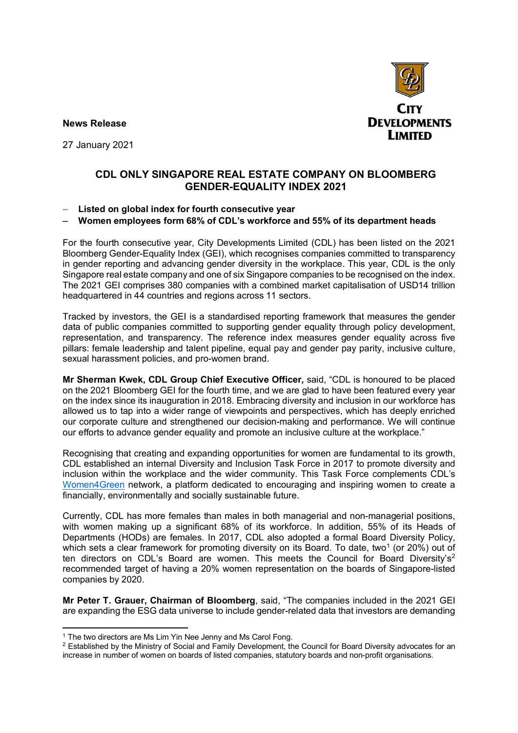**News Release**

27 January 2021

CITY DEVELOPMENTS LIMITED

# CDL ONLY SINGAPORE REAL ESTATE COMPANY ON BLOOMBERG GENDER-EQUALITY INDEX 2021

- **Listed on global index for fourth consecutive year**
- **Women employees form 68% of CDL's workforce and 55% of its department heads**

For the fourth consecutive year, City Developments Limited (CDL) has been listed on the 2021 Bloomberg Gender-Equality Index (GEI), which recognises companies committed to transparency in gender reporting and advancing gender diversity in the workplace. This year, CDL is the only Singapore real estate company and one of six Singapore companies to be recognised on the index. The 2021 GEI comprises 380 companies with a combined market capitalisation of USD14 trillion headquartered in 44 countries and regions across 11 sectors.

Tracked by investors, the GEI is a standardised reporting framework that measures the gender data of public companies committed to supporting gender equality through policy development, representation, and transparency. The reference index measures gender equality across five pillars: female leadership and talent pipeline, equal pay and gender pay parity, inclusive culture, sexual harassment policies, and pro-women brand.

**Mr Sherman Kwek, CDL Group Chief Executive Officer,** said, "CDL is honoured to be placed on the 2021 Bloomberg GEI for the fourth time, and we are glad to have been featured every year on the index since its inauguration in 2018. Embracing diversity and inclusion in our workforce has allowed us to tap into a wider range of viewpoints and perspectives, which has deeply enriched our corporate culture and strengthened our decision-making and performance. We will continue our efforts to advance gender equality and promote an inclusive culture at the workplace."

Recognising that creating and expanding opportunities for women are fundamental to its growth, CDL established an internal Diversity and Inclusion Task Force in 2017 to promote diversity and inclusion within the workplace and the wider community. This Task Force complements CDL's Women4Green network, a platform dedicated to encouraging and inspiring women to create a financially, environmentally and socially sustainable future.

Currently, CDL has more females than males in both managerial and non-managerial positions, with women making up a significant 68% of its workforce. In addition, 55% of its Heads of Departments (HODs) are females. In 2017, CDL also adopted a formal Board Diversity Policy, which sets a clear framework for promoting diversity on its Board. To date, two[1] (or 20%) out of ten directors on CDL's Board are women. This meets the Council for Board Diversity's[2] recommended target of having a 20% women representation on the boards of Singapore-listed companies by 2020.

**Mr Peter T. Grauer, Chairman of Bloomberg**, said, "The companies included in the 2021 GEI are expanding the ESG data universe to include gender-related data that investors are demanding

[1] The two directors are Ms Lim Yin Nee Jenny and Ms Carol Fong.

[2] Established by the Ministry of Social and Family Development, the Council for Board Diversity advocates for an increase in number of women on boards of listed companies, statutory boards and non-profit organisations.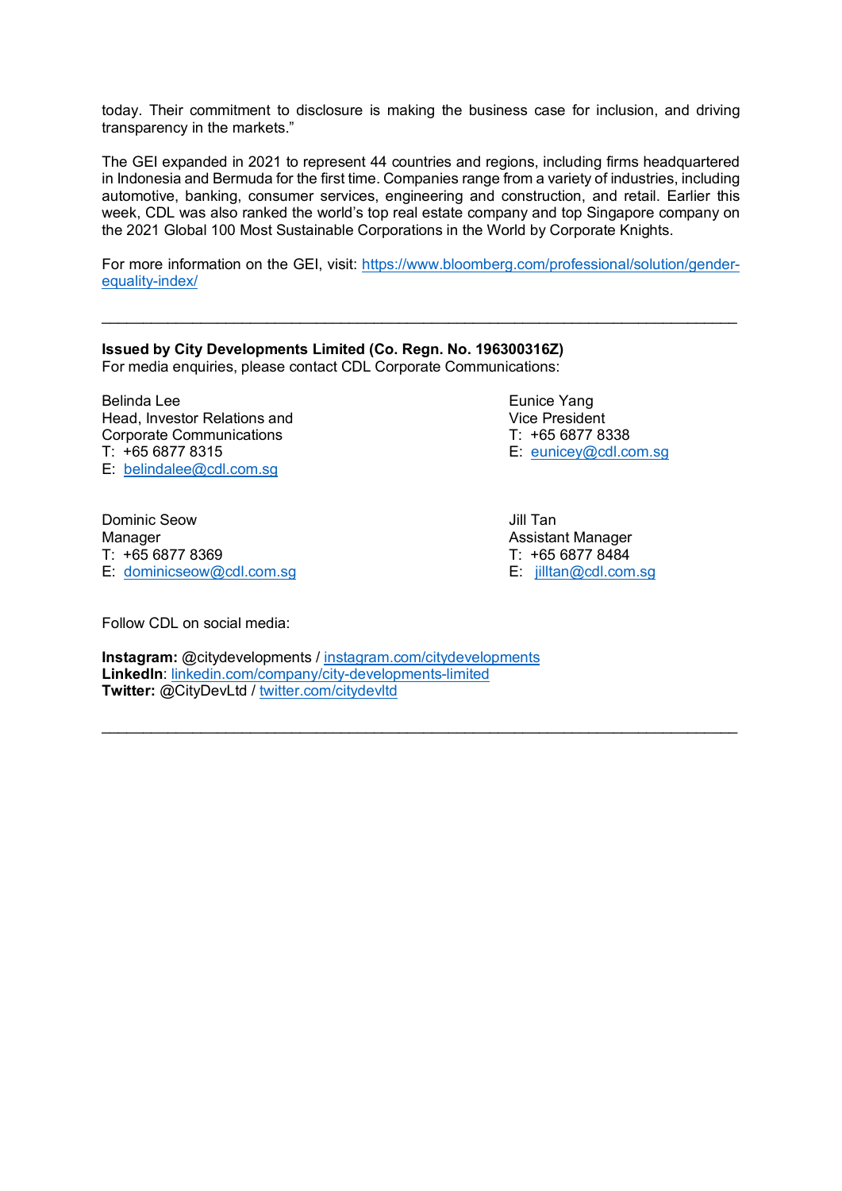today. Their commitment to disclosure is making the business case for inclusion, and driving transparency in the markets."

The GEI expanded in 2021 to represent 44 countries and regions, including firms headquartered in Indonesia and Bermuda for the first time. Companies range from a variety of industries, including automotive, banking, consumer services, engineering and construction, and retail. Earlier this week, CDL was also ranked the world's top real estate company and top Singapore company on the 2021 Global 100 Most Sustainable Corporations in the World by Corporate Knights.

For more information on the GEI, visit: https://www.bloomberg.com/professional/solution/gender-equality-index/

---

**Issued by City Developments Limited (Co. Regn. No. 196300316Z)**
For media enquiries, please contact CDL Corporate Communications:

Belinda Lee
Head, Investor Relations and Corporate Communications
T: +65 6877 8315
E: belindalee@cdl.com.sg

Eunice Yang
Vice President
T: +65 6877 8338
E: eunicey@cdl.com.sg

Dominic Seow
Manager
T: +65 6877 8369
E: dominicseow@cdl.com.sg

Jill Tan
Assistant Manager
T: +65 6877 8484
E: jilltan@cdl.com.sg

Follow CDL on social media:

**Instagram:** @citydevelopments / instagram.com/citydevelopments
**LinkedIn**: linkedin.com/company/city-developments-limited
**Twitter:** @CityDevLtd / twitter.com/citydevltd

---